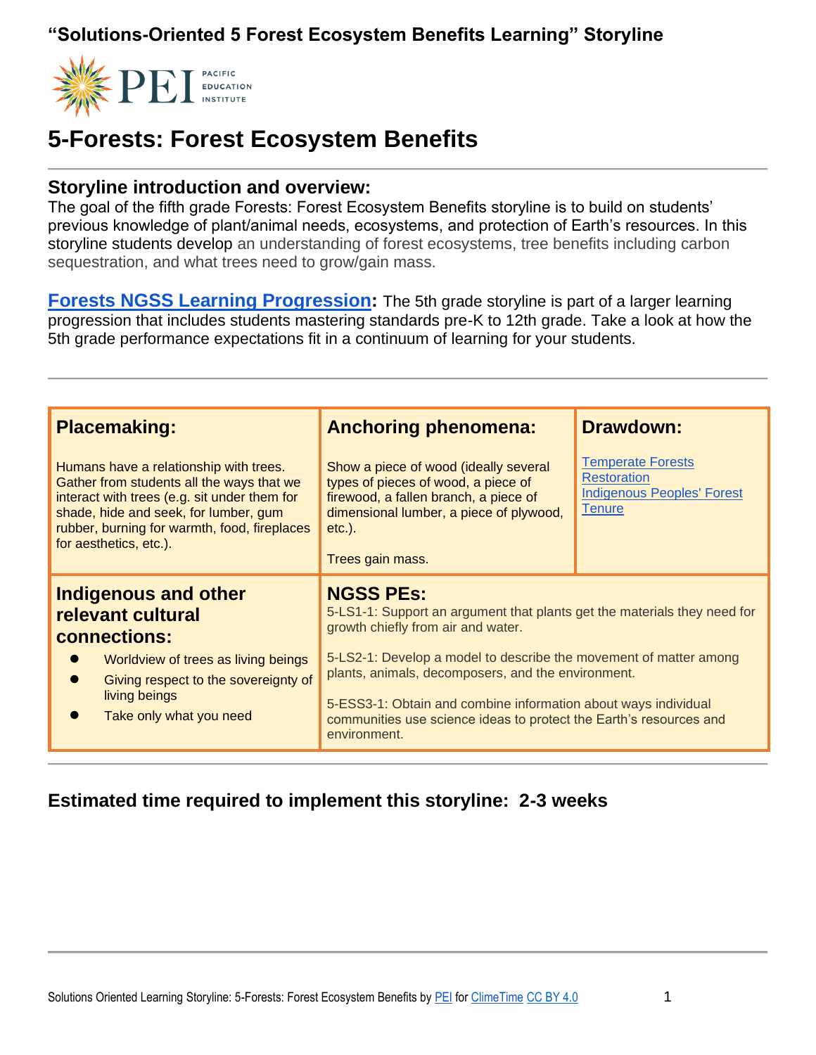## "Solutions-Oriented 5 Forest Ecosystem Benefits Learning" Storyline

PEI PACIFIC EDUCATION INSTITUTE

# 5-Forests: Forest Ecosystem Benefits

## Storyline introduction and overview:

The goal of the fifth grade Forests: Forest Ecosystem Benefits storyline is to build on students' previous knowledge of plant/animal needs, ecosystems, and protection of Earth's resources. In this storyline students develop an understanding of forest ecosystems, tree benefits including carbon sequestration, and what trees need to grow/gain mass.

**Forests NGSS Learning Progression:** The 5th grade storyline is part of a larger learning progression that includes students mastering standards pre-K to 12th grade. Take a look at how the 5th grade performance expectations fit in a continuum of learning for your students.

| Placemaking: | Anchoring phenomena: | Drawdown: |
|---|---|---|
| Humans have a relationship with trees. Gather from students all the ways that we interact with trees (e.g. sit under them for shade, hide and seek, for lumber, gum rubber, burning for warmth, food, fireplaces for aesthetics, etc.). | Show a piece of wood (ideally several types of pieces of wood, a piece of firewood, a fallen branch, a piece of dimensional lumber, a piece of plywood, etc.).<br><br>Trees gain mass. | Temperate Forests Restoration<br>Indigenous Peoples' Forest Tenure |
| **Indigenous and other relevant cultural connections:**<br>• Worldview of trees as living beings<br>• Giving respect to the sovereignty of living beings<br>• Take only what you need | **NGSS PEs:**<br>5-LS1-1: Support an argument that plants get the materials they need for growth chiefly from air and water.<br><br>5-LS2-1: Develop a model to describe the movement of matter among plants, animals, decomposers, and the environment.<br><br>5-ESS3-1: Obtain and combine information about ways individual communities use science ideas to protect the Earth's resources and environment. | |

## Estimated time required to implement this storyline: 2-3 weeks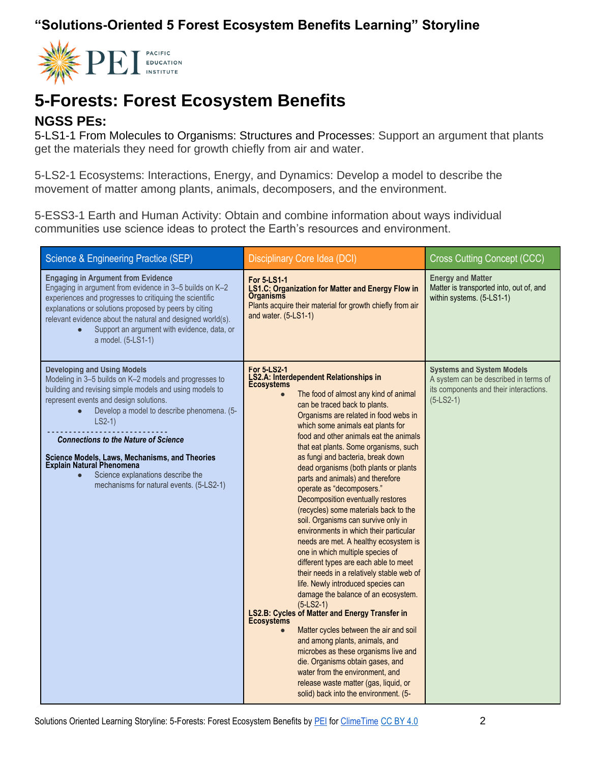# 5-Forests: Forest Ecosystem Benefits

## NGSS PEs:

5-LS1-1 From Molecules to Organisms: Structures and Processes: Support an argument that plants get the materials they need for growth chiefly from air and water.

5-LS2-1 Ecosystems: Interactions, Energy, and Dynamics: Develop a model to describe the movement of matter among plants, animals, decomposers, and the environment.

5-ESS3-1 Earth and Human Activity: Obtain and combine information about ways individual communities use science ideas to protect the Earth's resources and environment.

| Science & Engineering Practice (SEP) | Disciplinary Core Idea (DCI) | Cross Cutting Concept (CCC) |
|---|---|---|
| **Engaging in Argument from Evidence**<br>Engaging in argument from evidence in 3–5 builds on K–2 experiences and progresses to critiquing the scientific explanations or solutions proposed by peers by citing relevant evidence about the natural and designed world(s).<br>• Support an argument with evidence, data, or a model. (5-LS1-1) | **For 5-LS1-1**<br>**LS1.C: Organization for Matter and Energy Flow in Organisms**<br>Plants acquire their material for growth chiefly from air and water. (5-LS1-1) | **Energy and Matter**<br>Matter is transported into, out of, and within systems. (5-LS1-1) |
| **Developing and Using Models**<br>Modeling in 3–5 builds on K–2 models and progresses to building and revising simple models and using models to represent events and design solutions.<br>• Develop a model to describe phenomena. (5-LS2-1)<br>---------------------------<br>***Connections to the Nature of Science***<br>**Science Models, Laws, Mechanisms, and Theories Explain Natural Phenomena**<br>• Science explanations describe the mechanisms for natural events. (5-LS2-1) | **For 5-LS2-1**<br>**LS2.A: Interdependent Relationships in Ecosystems**<br>• The food of almost any kind of animal can be traced back to plants. Organisms are related in food webs in which some animals eat plants for food and other animals eat the animals that eat plants. Some organisms, such as fungi and bacteria, break down dead organisms (both plants or plants parts and animals) and therefore operate as "decomposers." Decomposition eventually restores (recycles) some materials back to the soil. Organisms can survive only in environments in which their particular needs are met. A healthy ecosystem is one in which multiple species of different types are each able to meet their needs in a relatively stable web of life. Newly introduced species can damage the balance of an ecosystem. (5-LS2-1)<br>**LS2.B: Cycles of Matter and Energy Transfer in Ecosystems**<br>• Matter cycles between the air and soil and among plants, animals, and microbes as these organisms live and die. Organisms obtain gases, and water from the environment, and release waste matter (gas, liquid, or solid) back into the environment. (5- | **Systems and System Models**<br>A system can be described in terms of its components and their interactions. (5-LS2-1) |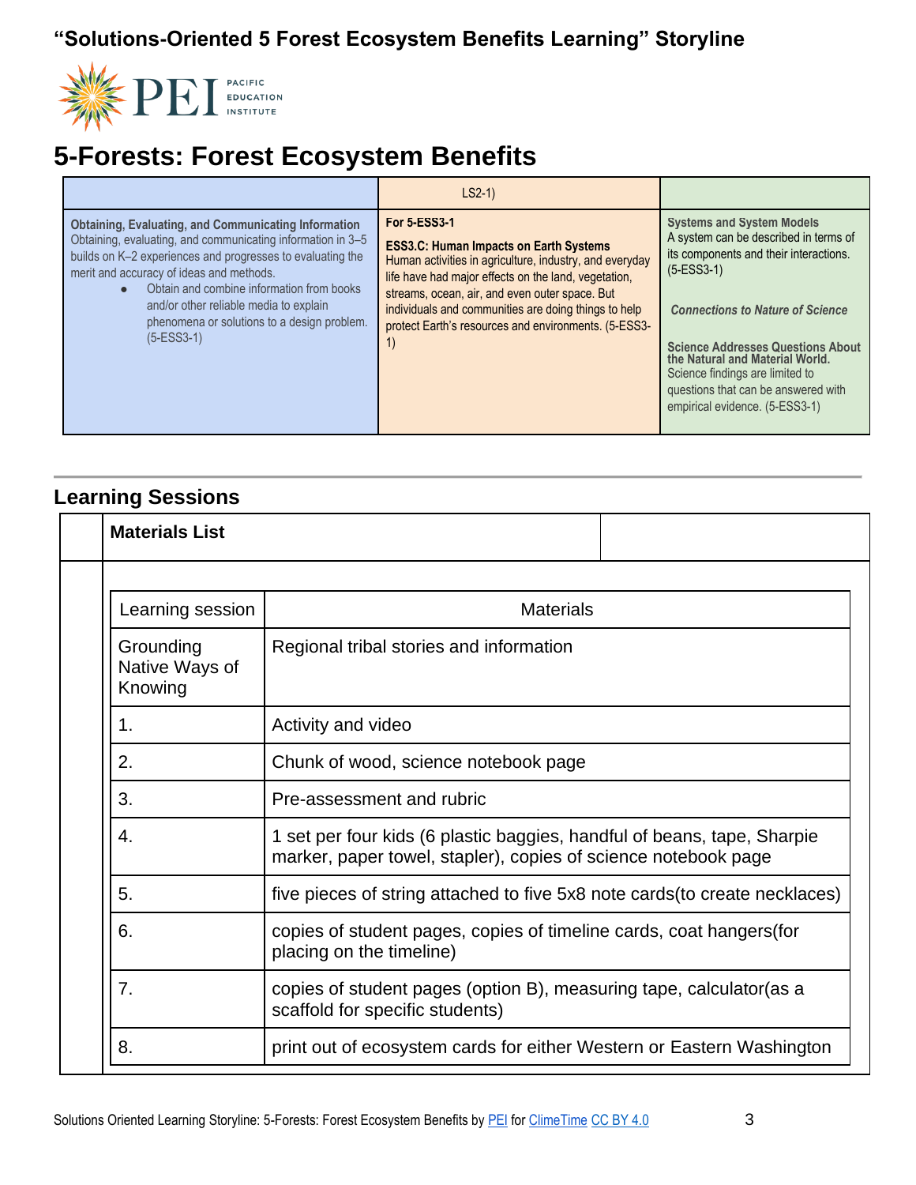# 5-Forests: Forest Ecosystem Benefits

| | LS2-1) | |
|---|---|---|
| **Obtaining, Evaluating, and Communicating Information** Obtaining, evaluating, and communicating information in 3–5 builds on K–2 experiences and progresses to evaluating the merit and accuracy of ideas and methods. <br>• Obtain and combine information from books and/or other reliable media to explain phenomena or solutions to a design problem. (5-ESS3-1) | **For 5-ESS3-1** <br>**ESS3.C: Human Impacts on Earth Systems** Human activities in agriculture, industry, and everyday life have had major effects on the land, vegetation, streams, ocean, air, and even outer space. But individuals and communities are doing things to help protect Earth's resources and environments. (5-ESS3-1) | **Systems and System Models** A system can be described in terms of its components and their interactions. (5-ESS3-1) <br>***Connections to Nature of Science*** <br>**Science Addresses Questions About the Natural and Material World.** Science findings are limited to questions that can be answered with empirical evidence. (5-ESS3-1) |

## Learning Sessions

**Materials List**

| Learning session | Materials |
|---|---|
| Grounding Native Ways of Knowing | Regional tribal stories and information |
| 1. | Activity and video |
| 2. | Chunk of wood, science notebook page |
| 3. | Pre-assessment and rubric |
| 4. | 1 set per four kids (6 plastic baggies, handful of beans, tape, Sharpie marker, paper towel, stapler), copies of science notebook page |
| 5. | five pieces of string attached to five 5x8 note cards(to create necklaces) |
| 6. | copies of student pages, copies of timeline cards, coat hangers(for placing on the timeline) |
| 7. | copies of student pages (option B), measuring tape, calculator(as a scaffold for specific students) |
| 8. | print out of ecosystem cards for either Western or Eastern Washington |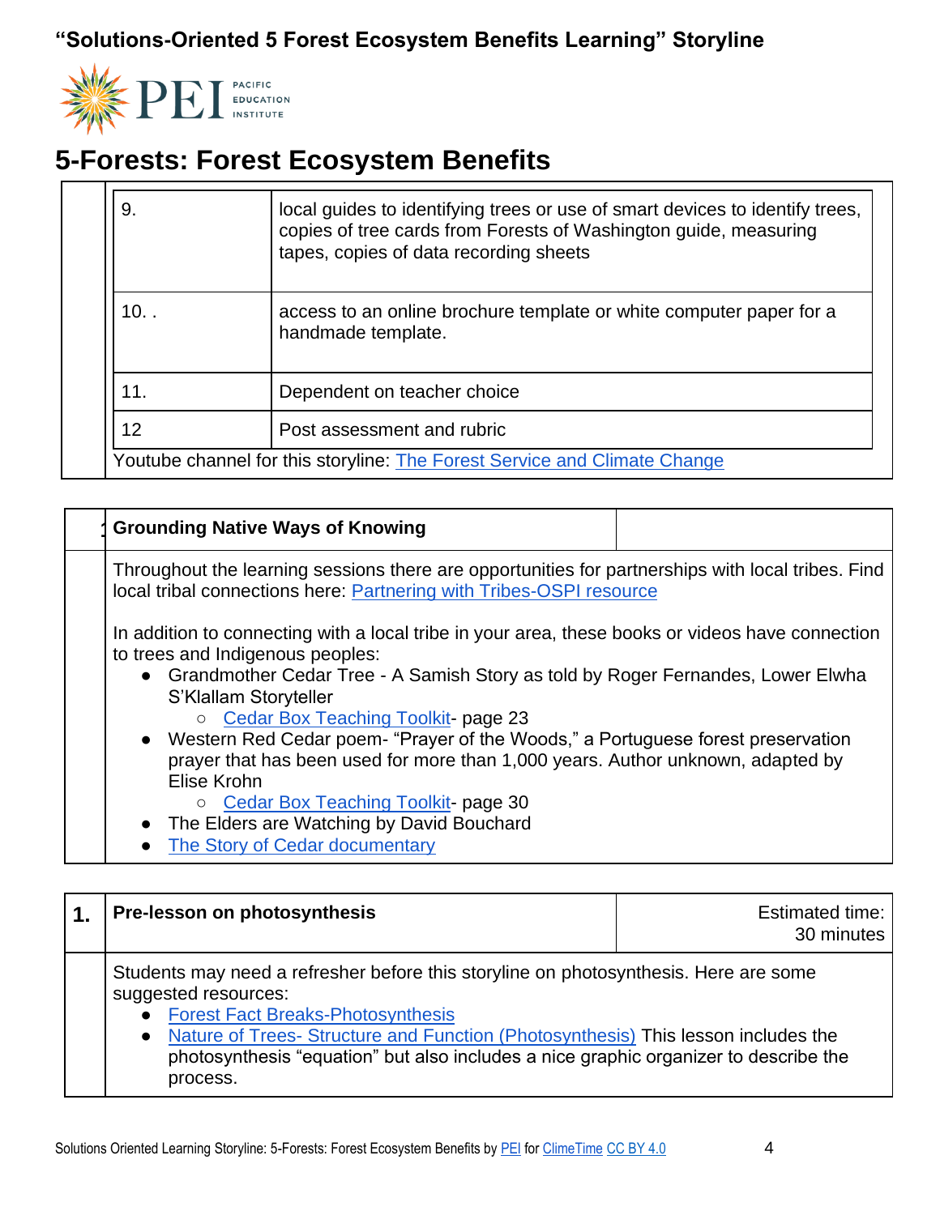# "Solutions-Oriented 5 Forest Ecosystem Benefits Learning" Storyline

PEI PACIFIC EDUCATION INSTITUTE

# 5-Forests: Forest Ecosystem Benefits

| | |
|---|---|
| 9. | local guides to identifying trees or use of smart devices to identify trees, copies of tree cards from Forests of Washington guide, measuring tapes, copies of data recording sheets |
| 10. . | access to an online brochure template or white computer paper for a handmade template. |
| 11. | Dependent on teacher choice |
| 12 | Post assessment and rubric |

Youtube channel for this storyline: The Forest Service and Climate Change

## Grounding Native Ways of Knowing

Throughout the learning sessions there are opportunities for partnerships with local tribes. Find local tribal connections here: Partnering with Tribes-OSPI resource

In addition to connecting with a local tribe in your area, these books or videos have connection to trees and Indigenous peoples:

- Grandmother Cedar Tree - A Samish Story as told by Roger Fernandes, Lower Elwha S'Klallam Storyteller
  - Cedar Box Teaching Toolkit- page 23
- Western Red Cedar poem- "Prayer of the Woods," a Portuguese forest preservation prayer that has been used for more than 1,000 years. Author unknown, adapted by Elise Krohn
  - Cedar Box Teaching Toolkit- page 30
- The Elders are Watching by David Bouchard
- The Story of Cedar documentary

## 1. Pre-lesson on photosynthesis

Estimated time: 30 minutes

Students may need a refresher before this storyline on photosynthesis. Here are some suggested resources:

- Forest Fact Breaks-Photosynthesis
- Nature of Trees- Structure and Function (Photosynthesis) This lesson includes the photosynthesis "equation" but also includes a nice graphic organizer to describe the process.

Solutions Oriented Learning Storyline: 5-Forests: Forest Ecosystem Benefits by PEI for ClimeTime CC BY 4.0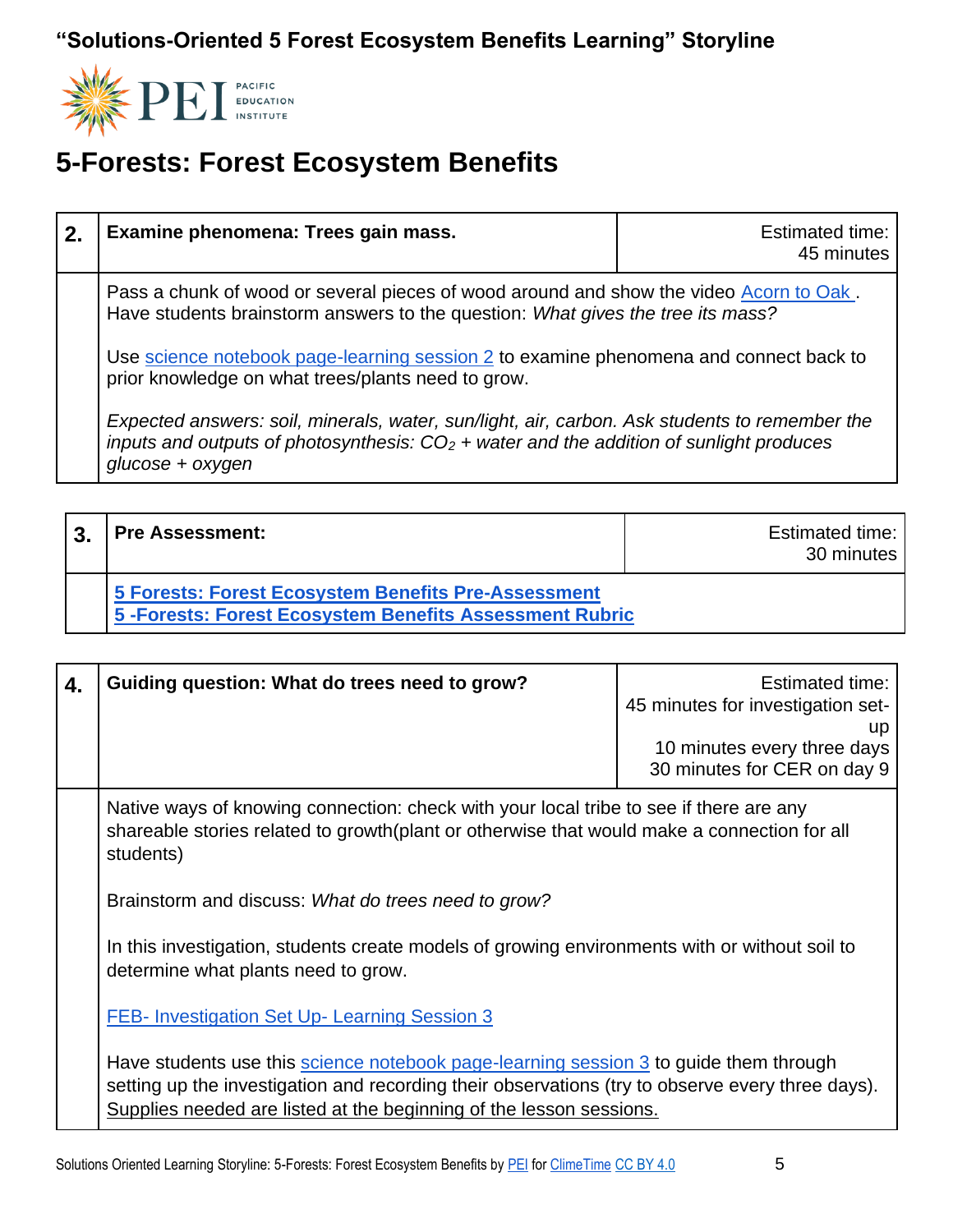# "Solutions-Oriented 5 Forest Ecosystem Benefits Learning" Storyline

## 5-Forests: Forest Ecosystem Benefits

| 2. | **Examine phenomena: Trees gain mass.** | Estimated time: 45 minutes |
|---|---|---|
| | Pass a chunk of wood or several pieces of wood around and show the video [Acorn to Oak](). Have students brainstorm answers to the question: *What gives the tree its mass?*<br><br>Use [science notebook page-learning session 2]() to examine phenomena and connect back to prior knowledge on what trees/plants need to grow.<br><br>*Expected answers: soil, minerals, water, sun/light, air, carbon. Ask students to remember the inputs and outputs of photosynthesis:* $CO_2$ *+ water and the addition of sunlight produces glucose + oxygen* | |

| 3. | **Pre Assessment:** | Estimated time: 30 minutes |
|---|---|---|
| | **[5 Forests: Forest Ecosystem Benefits Pre-Assessment]()**<br>**[5 -Forests: Forest Ecosystem Benefits Assessment Rubric]()** | |

| 4. | **Guiding question: What do trees need to grow?** | Estimated time: 45 minutes for investigation set-up<br>10 minutes every three days<br>30 minutes for CER on day 9 |
|---|---|---|
| | Native ways of knowing connection: check with your local tribe to see if there are any shareable stories related to growth(plant or otherwise that would make a connection for all students)<br><br>Brainstorm and discuss: *What do trees need to grow?*<br><br>In this investigation, students create models of growing environments with or without soil to determine what plants need to grow.<br><br>[FEB- Investigation Set Up- Learning Session 3]()<br><br>Have students use this [science notebook page-learning session 3]() to guide them through setting up the investigation and recording their observations (try to observe every three days). Supplies needed are listed at the beginning of the lesson sessions. | |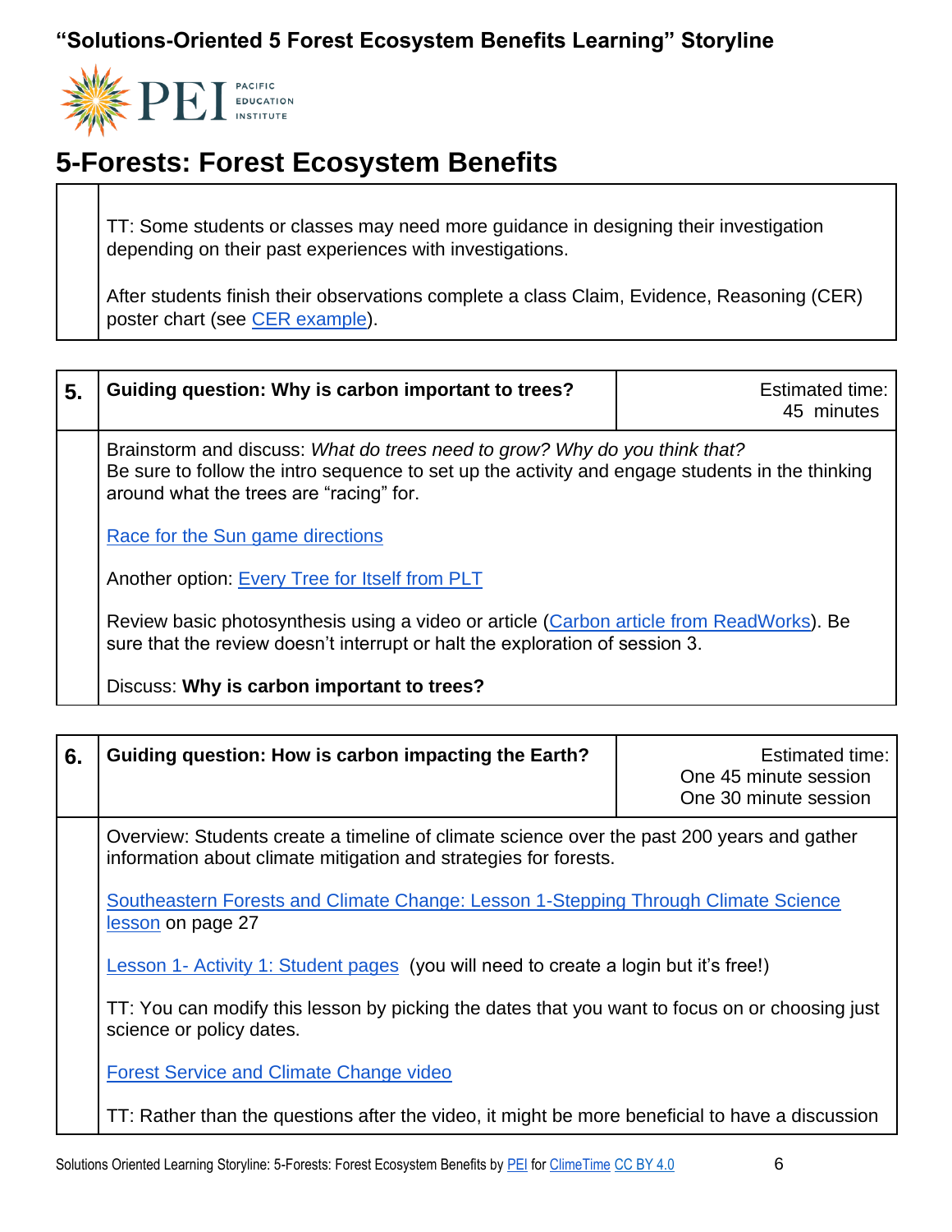# "Solutions-Oriented 5 Forest Ecosystem Benefits Learning" Storyline

## 5-Forests: Forest Ecosystem Benefits

| | |
|---|---|
| | TT: Some students or classes may need more guidance in designing their investigation depending on their past experiences with investigations.<br><br>After students finish their observations complete a class Claim, Evidence, Reasoning (CER) poster chart (see CER example). |

| 5. | Guiding question: Why is carbon important to trees? | Estimated time: 45 minutes |
|---|---|---|
| | Brainstorm and discuss: *What do trees need to grow? Why do you think that?* Be sure to follow the intro sequence to set up the activity and engage students in the thinking around what the trees are "racing" for.<br><br>Race for the Sun game directions<br><br>Another option: Every Tree for Itself from PLT<br><br>Review basic photosynthesis using a video or article (Carbon article from ReadWorks). Be sure that the review doesn't interrupt or halt the exploration of session 3.<br><br>Discuss: **Why is carbon important to trees?** | |

| 6. | Guiding question: How is carbon impacting the Earth? | Estimated time: One 45 minute session One 30 minute session |
|---|---|---|
| | Overview: Students create a timeline of climate science over the past 200 years and gather information about climate mitigation and strategies for forests.<br><br>Southeastern Forests and Climate Change: Lesson 1-Stepping Through Climate Science lesson on page 27<br><br>Lesson 1- Activity 1: Student pages (you will need to create a login but it's free!)<br><br>TT: You can modify this lesson by picking the dates that you want to focus on or choosing just science or policy dates.<br><br>Forest Service and Climate Change video<br><br>TT: Rather than the questions after the video, it might be more beneficial to have a discussion | |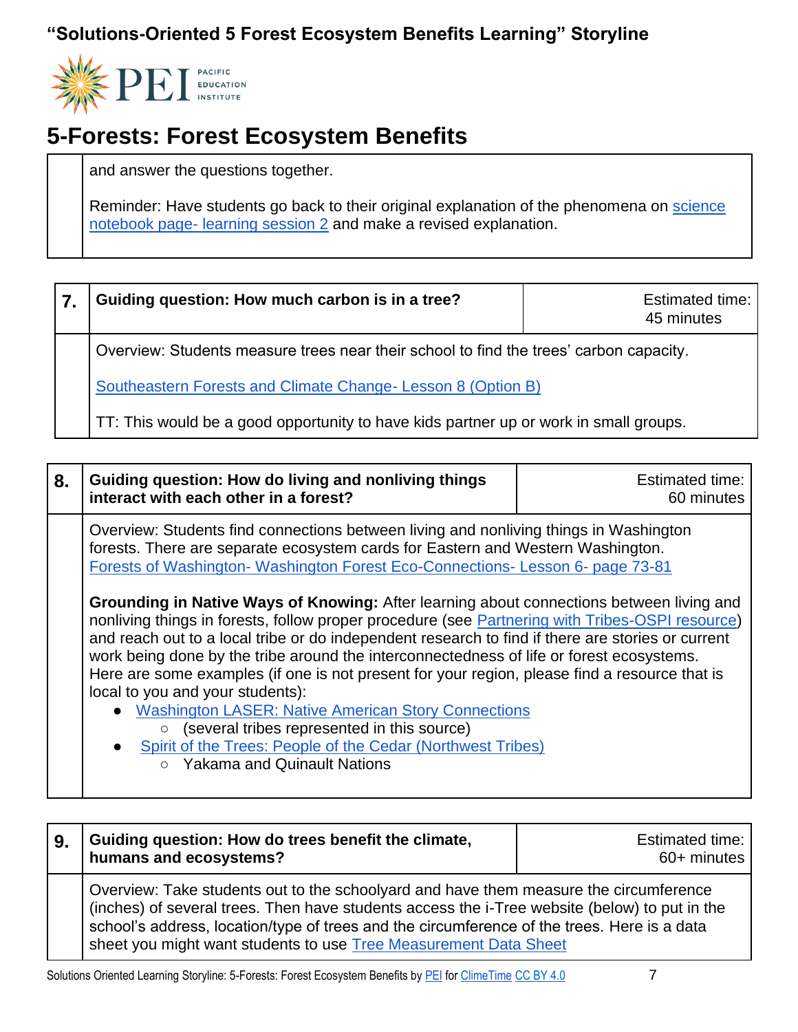and answer the questions together.

Reminder: Have students go back to their original explanation of the phenomena on science notebook page- learning session 2 and make a revised explanation.

| 7. | Guiding question: How much carbon is in a tree? | Estimated time: 45 minutes |
|---|---|---|
| | Overview: Students measure trees near their school to find the trees' carbon capacity.<br><br>Southeastern Forests and Climate Change- Lesson 8 (Option B)<br><br>TT: This would be a good opportunity to have kids partner up or work in small groups. | |

| 8. | Guiding question: How do living and nonliving things interact with each other in a forest? | Estimated time: 60 minutes |
|---|---|---|
| | Overview: Students find connections between living and nonliving things in Washington forests. There are separate ecosystem cards for Eastern and Western Washington. Forests of Washington- Washington Forest Eco-Connections- Lesson 6- page 73-81<br><br>**Grounding in Native Ways of Knowing:** After learning about connections between living and nonliving things in forests, follow proper procedure (see Partnering with Tribes-OSPI resource) and reach out to a local tribe or do independent research to find if there are stories or current work being done by the tribe around the interconnectedness of life or forest ecosystems. Here are some examples (if one is not present for your region, please find a resource that is local to you and your students):<br>• Washington LASER: Native American Story Connections<br>&nbsp;&nbsp;&nbsp;&nbsp;○ (several tribes represented in this source)<br>• Spirit of the Trees: People of the Cedar (Northwest Tribes)<br>&nbsp;&nbsp;&nbsp;&nbsp;○ Yakama and Quinault Nations | |

| 9. | Guiding question: How do trees benefit the climate, humans and ecosystems? | Estimated time: 60+ minutes |
|---|---|---|
| | Overview: Take students out to the schoolyard and have them measure the circumference (inches) of several trees. Then have students access the i-Tree website (below) to put in the school's address, location/type of trees and the circumference of the trees. Here is a data sheet you might want students to use Tree Measurement Data Sheet | |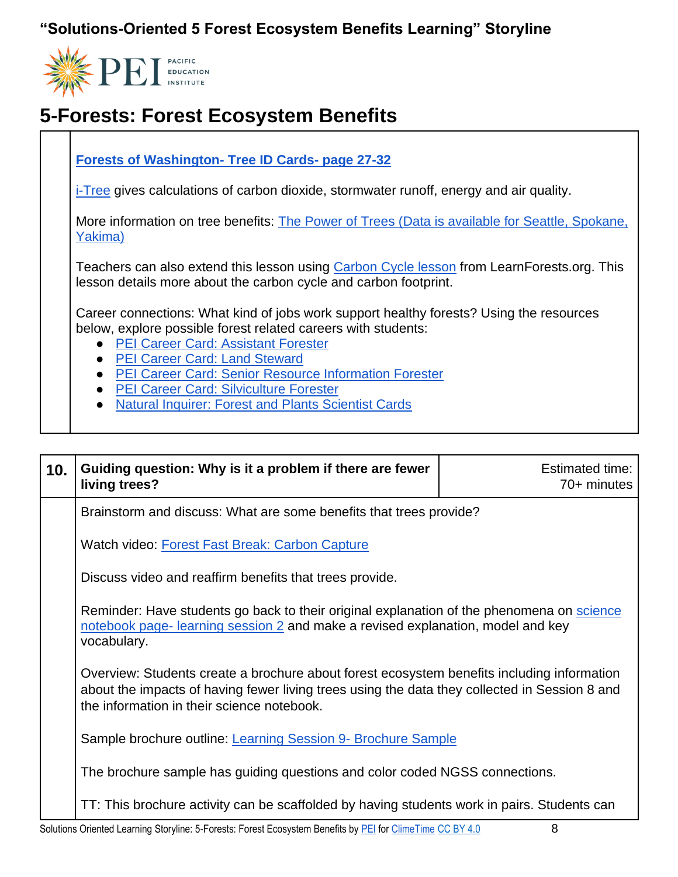# 5-Forests: Forest Ecosystem Benefits

| | |
|---|---|
| | Forests of Washington- Tree ID Cards- page 27-32<br><br>i-Tree gives calculations of carbon dioxide, stormwater runoff, energy and air quality.<br><br>More information on tree benefits: The Power of Trees (Data is available for Seattle, Spokane, Yakima)<br><br>Teachers can also extend this lesson using Carbon Cycle lesson from LearnForests.org. This lesson details more about the carbon cycle and carbon footprint.<br><br>Career connections: What kind of jobs work support healthy forests? Using the resources below, explore possible forest related careers with students:<br>● PEI Career Card: Assistant Forester<br>● PEI Career Card: Land Steward<br>● PEI Career Card: Senior Resource Information Forester<br>● PEI Career Card: Silviculture Forester<br>● Natural Inquirer: Forest and Plants Scientist Cards |

| 10. | Guiding question: Why is it a problem if there are fewer living trees? | Estimated time: 70+ minutes |
|---|---|---|
| | Brainstorm and discuss: What are some benefits that trees provide?<br><br>Watch video: Forest Fast Break: Carbon Capture<br><br>Discuss video and reaffirm benefits that trees provide.<br><br>Reminder: Have students go back to their original explanation of the phenomena on science notebook page- learning session 2 and make a revised explanation, model and key vocabulary.<br><br>Overview: Students create a brochure about forest ecosystem benefits including information about the impacts of having fewer living trees using the data they collected in Session 8 and the information in their science notebook.<br><br>Sample brochure outline: Learning Session 9- Brochure Sample<br><br>The brochure sample has guiding questions and color coded NGSS connections.<br><br>TT: This brochure activity can be scaffolded by having students work in pairs. Students can | |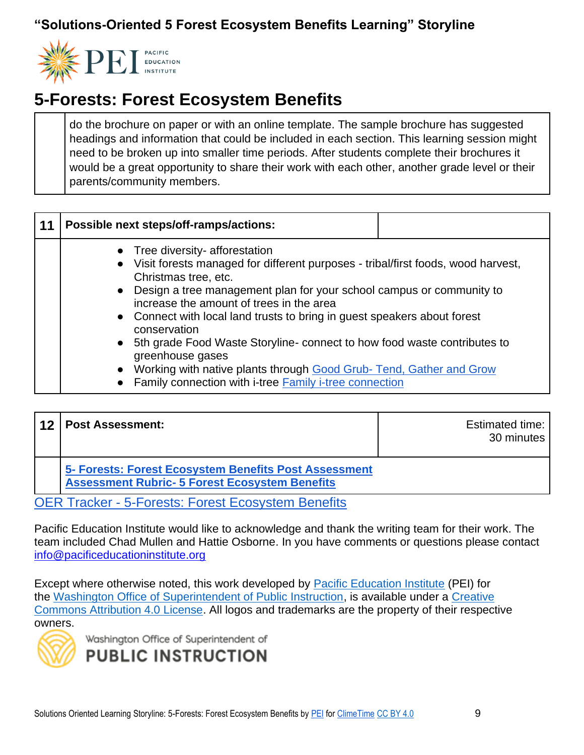# 5-Forests: Forest Ecosystem Benefits

| | |
|---|---|
| | do the brochure on paper or with an online template. The sample brochure has suggested headings and information that could be included in each section. This learning session might need to be broken up into smaller time periods. After students complete their brochures it would be a great opportunity to share their work with each other, another grade level or their parents/community members. |

| 11 | Possible next steps/off-ramps/actions: | |
|---|---|---|
| | • Tree diversity- afforestation<br>• Visit forests managed for different purposes - tribal/first foods, wood harvest, Christmas tree, etc.<br>• Design a tree management plan for your school campus or community to increase the amount of trees in the area<br>• Connect with local land trusts to bring in guest speakers about forest conservation<br>• 5th grade Food Waste Storyline- connect to how food waste contributes to greenhouse gases<br>• Working with native plants through Good Grub- Tend, Gather and Grow<br>• Family connection with i-tree Family i-tree connection | |

| 12 | Post Assessment: | Estimated time: 30 minutes |
|---|---|---|
| | **5- Forests: Forest Ecosystem Benefits Post Assessment**<br>**Assessment Rubric- 5 Forest Ecosystem Benefits** | |

OER Tracker - 5-Forests: Forest Ecosystem Benefits

Pacific Education Institute would like to acknowledge and thank the writing team for their work. The team included Chad Mullen and Hattie Osborne. In you have comments or questions please contact info@pacificeducationinstitute.org

Except where otherwise noted, this work developed by Pacific Education Institute (PEI) for the Washington Office of Superintendent of Public Instruction, is available under a Creative Commons Attribution 4.0 License. All logos and trademarks are the property of their respective owners.